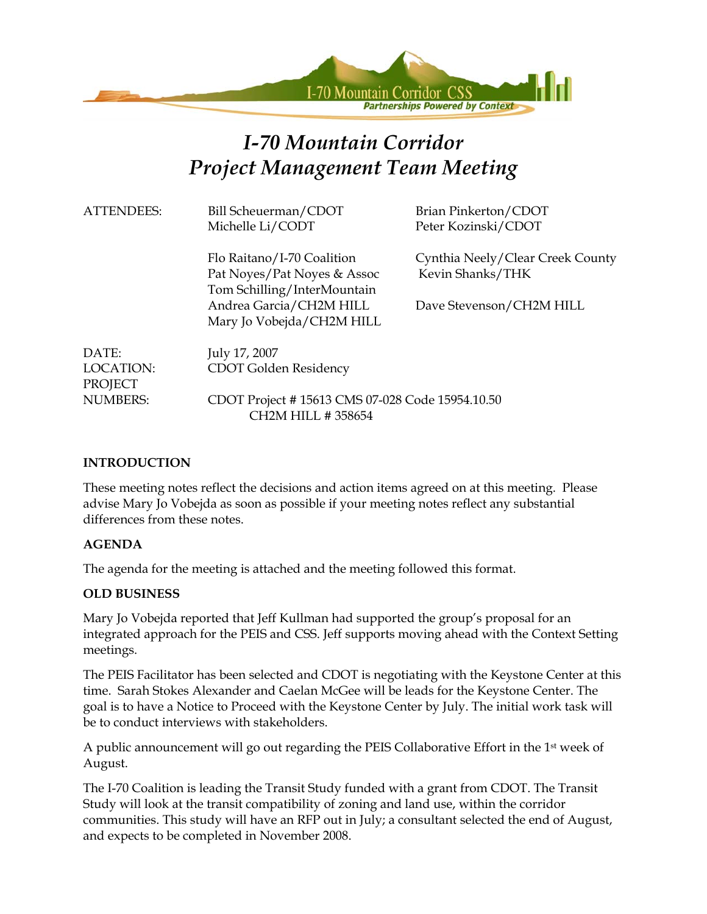# I-70 Mountain Corridor Project Management Team Meeting

| | | |
|---|---|---|
| ATTENDEES: | Bill Scheuerman/CDOT<br>Michelle Li/CODT | Brian Pinkerton/CDOT<br>Peter Kozinski/CDOT |
| | Flo Raitano/I-70 Coalition<br>Pat Noyes/Pat Noyes & Assoc<br>Tom Schilling/InterMountain<br>Andrea Garcia/CH2M HILL<br>Mary Jo Vobejda/CH2M HILL | Cynthia Neely/Clear Creek County<br>Kevin Shanks/THK<br><br>Dave Stevenson/CH2M HILL |
| DATE: | July 17, 2007 | |
| LOCATION: | CDOT Golden Residency | |
| PROJECT NUMBERS: | CDOT Project # 15613 CMS 07-028 Code 15954.10.50<br>CH2M HILL # 358654 | |

**INTRODUCTION**

These meeting notes reflect the decisions and action items agreed on at this meeting. Please advise Mary Jo Vobejda as soon as possible if your meeting notes reflect any substantial differences from these notes.

**AGENDA**

The agenda for the meeting is attached and the meeting followed this format.

**OLD BUSINESS**

Mary Jo Vobejda reported that Jeff Kullman had supported the group's proposal for an integrated approach for the PEIS and CSS. Jeff supports moving ahead with the Context Setting meetings.

The PEIS Facilitator has been selected and CDOT is negotiating with the Keystone Center at this time. Sarah Stokes Alexander and Caelan McGee will be leads for the Keystone Center. The goal is to have a Notice to Proceed with the Keystone Center by July. The initial work task will be to conduct interviews with stakeholders.

A public announcement will go out regarding the PEIS Collaborative Effort in the 1st week of August.

The I-70 Coalition is leading the Transit Study funded with a grant from CDOT. The Transit Study will look at the transit compatibility of zoning and land use, within the corridor communities. This study will have an RFP out in July; a consultant selected the end of August, and expects to be completed in November 2008.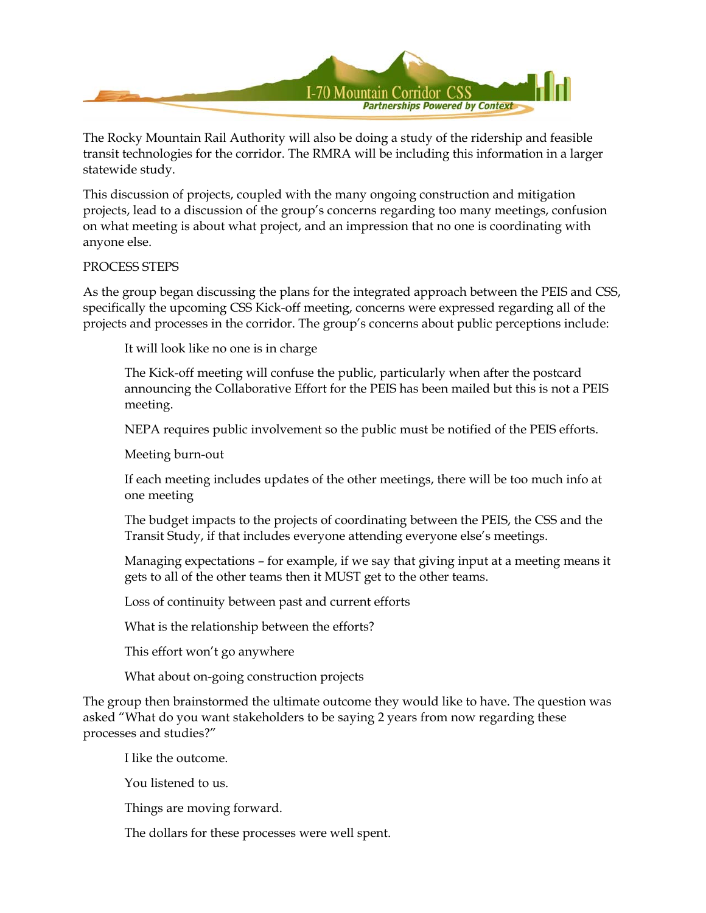The Rocky Mountain Rail Authority will also be doing a study of the ridership and feasible transit technologies for the corridor. The RMRA will be including this information in a larger statewide study.

This discussion of projects, coupled with the many ongoing construction and mitigation projects, lead to a discussion of the group's concerns regarding too many meetings, confusion on what meeting is about what project, and an impression that no one is coordinating with anyone else.

PROCESS STEPS

As the group began discussing the plans for the integrated approach between the PEIS and CSS, specifically the upcoming CSS Kick-off meeting, concerns were expressed regarding all of the projects and processes in the corridor. The group's concerns about public perceptions include:

It will look like no one is in charge

The Kick-off meeting will confuse the public, particularly when after the postcard announcing the Collaborative Effort for the PEIS has been mailed but this is not a PEIS meeting.

NEPA requires public involvement so the public must be notified of the PEIS efforts.

Meeting burn-out

If each meeting includes updates of the other meetings, there will be too much info at one meeting

The budget impacts to the projects of coordinating between the PEIS, the CSS and the Transit Study, if that includes everyone attending everyone else's meetings.

Managing expectations – for example, if we say that giving input at a meeting means it gets to all of the other teams then it MUST get to the other teams.

Loss of continuity between past and current efforts

What is the relationship between the efforts?

This effort won't go anywhere

What about on-going construction projects

The group then brainstormed the ultimate outcome they would like to have. The question was asked "What do you want stakeholders to be saying 2 years from now regarding these processes and studies?"

I like the outcome.

You listened to us.

Things are moving forward.

The dollars for these processes were well spent.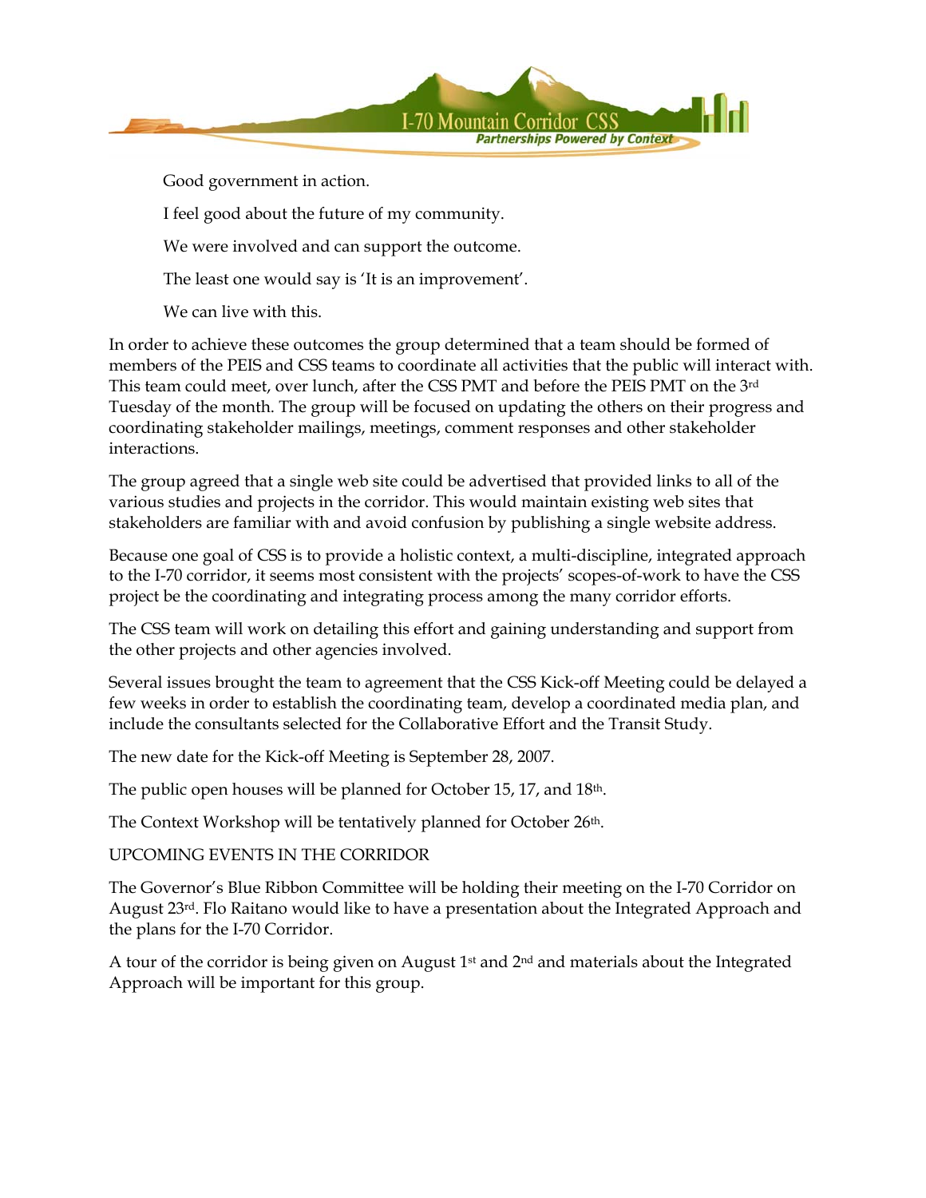Good government in action.

I feel good about the future of my community.

We were involved and can support the outcome.

The least one would say is 'It is an improvement'.

We can live with this.

In order to achieve these outcomes the group determined that a team should be formed of members of the PEIS and CSS teams to coordinate all activities that the public will interact with. This team could meet, over lunch, after the CSS PMT and before the PEIS PMT on the 3rd Tuesday of the month. The group will be focused on updating the others on their progress and coordinating stakeholder mailings, meetings, comment responses and other stakeholder interactions.

The group agreed that a single web site could be advertised that provided links to all of the various studies and projects in the corridor. This would maintain existing web sites that stakeholders are familiar with and avoid confusion by publishing a single website address.

Because one goal of CSS is to provide a holistic context, a multi-discipline, integrated approach to the I-70 corridor, it seems most consistent with the projects' scopes-of-work to have the CSS project be the coordinating and integrating process among the many corridor efforts.

The CSS team will work on detailing this effort and gaining understanding and support from the other projects and other agencies involved.

Several issues brought the team to agreement that the CSS Kick-off Meeting could be delayed a few weeks in order to establish the coordinating team, develop a coordinated media plan, and include the consultants selected for the Collaborative Effort and the Transit Study.

The new date for the Kick-off Meeting is September 28, 2007.

The public open houses will be planned for October 15, 17, and 18th.

The Context Workshop will be tentatively planned for October 26th.

UPCOMING EVENTS IN THE CORRIDOR

The Governor's Blue Ribbon Committee will be holding their meeting on the I-70 Corridor on August 23rd. Flo Raitano would like to have a presentation about the Integrated Approach and the plans for the I-70 Corridor.

A tour of the corridor is being given on August 1st and 2nd and materials about the Integrated Approach will be important for this group.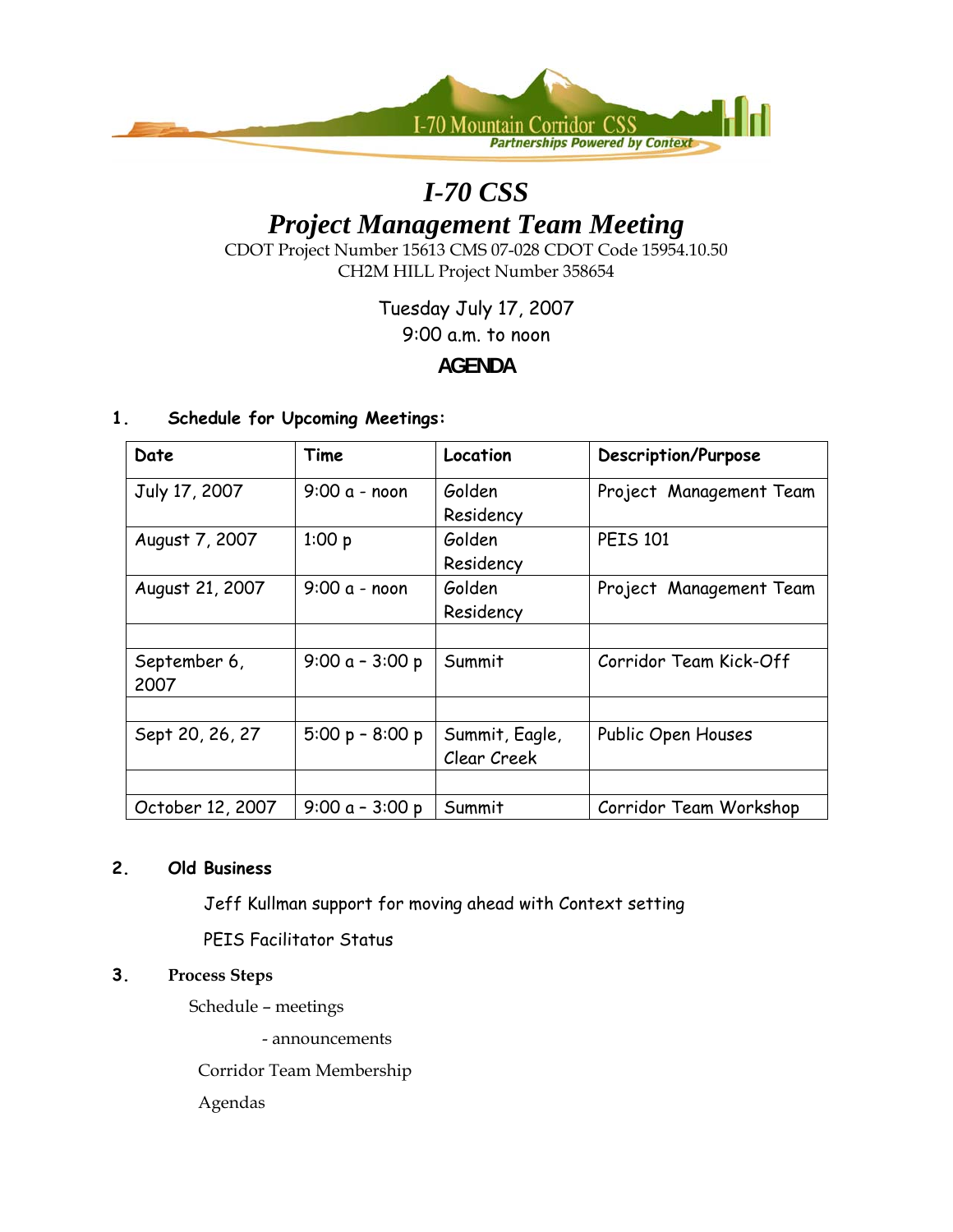# I-70 CSS

# Project Management Team Meeting

CDOT Project Number 15613 CMS 07-028 CDOT Code 15954.10.50
CH2M HILL Project Number 358654

Tuesday July 17, 2007
9:00 a.m. to noon

**AGENDA**

**1. Schedule for Upcoming Meetings:**

| Date | Time | Location | Description/Purpose |
|---|---|---|---|
| July 17, 2007 | 9:00 a - noon | Golden Residency | Project Management Team |
| August 7, 2007 | 1:00 p | Golden Residency | PEIS 101 |
| August 21, 2007 | 9:00 a - noon | Golden Residency | Project Management Team |
| | | | |
| September 6, 2007 | 9:00 a – 3:00 p | Summit | Corridor Team Kick-Off |
| | | | |
| Sept 20, 26, 27 | 5:00 p – 8:00 p | Summit, Eagle, Clear Creek | Public Open Houses |
| | | | |
| October 12, 2007 | 9:00 a – 3:00 p | Summit | Corridor Team Workshop |

**2. Old Business**

Jeff Kullman support for moving ahead with Context setting

PEIS Facilitator Status

**3. Process Steps**

Schedule – meetings

- announcements

Corridor Team Membership

Agendas